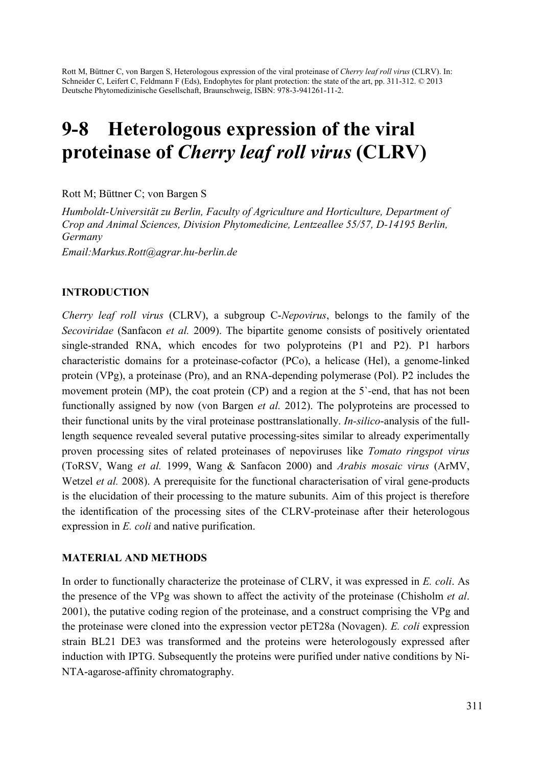Rott M, Büttner C, von Bargen S, Heterologous expression of the viral proteinase of *Cherry leaf roll virus* (CLRV). In: Schneider C, Leifert C, Feldmann F (Eds), Endophytes for plant protection: the state of the art, pp. 311-312. © 2013 Deutsche Phytomedizinische Gesellschaft, Braunschweig, ISBN: 978-3-941261-11-2.

# 9-8 Heterologous expression of the viral proteinase of *Cherry leaf roll virus* (CLRV)

Rott M; Büttner C; von Bargen S

*Humboldt-Universität zu Berlin, Faculty of Agriculture and Horticulture, Department of Crop and Animal Sciences, Division Phytomedicine, Lentzeallee 55/57, D-14195 Berlin, Germany*

*Email:Markus.Rott@agrar.hu-berlin.de*

## INTRODUCTION

*Cherry leaf roll virus* (CLRV), a subgroup C-*Nepovirus*, belongs to the family of the *Secoviridae* (Sanfacon *et al.* 2009). The bipartite genome consists of positively orientated single-stranded RNA, which encodes for two polyproteins (P1 and P2). P1 harbors characteristic domains for a proteinase-cofactor (PCo), a helicase (Hel), a genome-linked protein (VPg), a proteinase (Pro), and an RNA-depending polymerase (Pol). P2 includes the movement protein (MP), the coat protein (CP) and a region at the 5`-end, that has not been functionally assigned by now (von Bargen *et al.* 2012). The polyproteins are processed to their functional units by the viral proteinase posttranslationally. *In-silico*-analysis of the full-length sequence revealed several putative processing-sites similar to already experimentally proven processing sites of related proteinases of nepoviruses like *Tomato ringspot virus* (ToRSV, Wang *et al.* 1999, Wang & Sanfacon 2000) and *Arabis mosaic virus* (ArMV, Wetzel *et al.* 2008). A prerequisite for the functional characterisation of viral gene-products is the elucidation of their processing to the mature subunits. Aim of this project is therefore the identification of the processing sites of the CLRV-proteinase after their heterologous expression in *E. coli* and native purification.

## MATERIAL AND METHODS

In order to functionally characterize the proteinase of CLRV, it was expressed in *E. coli*. As the presence of the VPg was shown to affect the activity of the proteinase (Chisholm *et al*. 2001), the putative coding region of the proteinase, and a construct comprising the VPg and the proteinase were cloned into the expression vector pET28a (Novagen). *E. coli* expression strain BL21 DE3 was transformed and the proteins were heterologously expressed after induction with IPTG. Subsequently the proteins were purified under native conditions by Ni-NTA-agarose-affinity chromatography.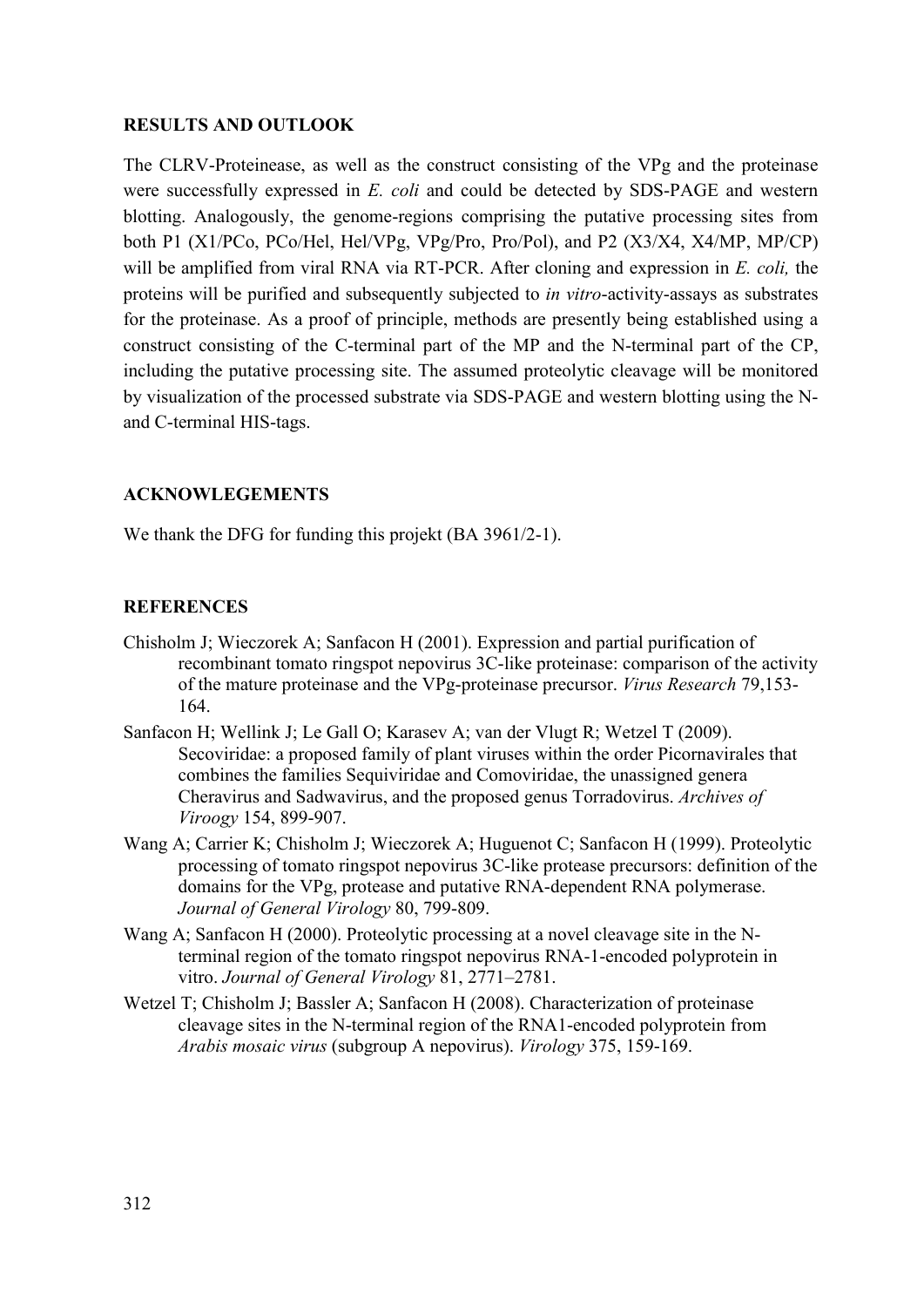## RESULTS AND OUTLOOK

The CLRV-Proteinease, as well as the construct consisting of the VPg and the proteinase were successfully expressed in *E. coli* and could be detected by SDS-PAGE and western blotting. Analogously, the genome-regions comprising the putative processing sites from both P1 (X1/PCo, PCo/Hel, Hel/VPg, VPg/Pro, Pro/Pol), and P2 (X3/X4, X4/MP, MP/CP) will be amplified from viral RNA via RT-PCR. After cloning and expression in *E. coli,* the proteins will be purified and subsequently subjected to *in vitro*-activity-assays as substrates for the proteinase. As a proof of principle, methods are presently being established using a construct consisting of the C-terminal part of the MP and the N-terminal part of the CP, including the putative processing site. The assumed proteolytic cleavage will be monitored by visualization of the processed substrate via SDS-PAGE and western blotting using the N- and C-terminal HIS-tags.

## ACKNOWLEGEMENTS

We thank the DFG for funding this projekt (BA 3961/2-1).

## REFERENCES

Chisholm J; Wieczorek A; Sanfacon H (2001). Expression and partial purification of recombinant tomato ringspot nepovirus 3C-like proteinase: comparison of the activity of the mature proteinase and the VPg-proteinase precursor. *Virus Research* 79,153-164.

Sanfacon H; Wellink J; Le Gall O; Karasev A; van der Vlugt R; Wetzel T (2009). Secoviridae: a proposed family of plant viruses within the order Picornavirales that combines the families Sequiviridae and Comoviridae, the unassigned genera Cheravirus and Sadwavirus, and the proposed genus Torradovirus. *Archives of Viroogy* 154, 899-907.

Wang A; Carrier K; Chisholm J; Wieczorek A; Huguenot C; Sanfacon H (1999). Proteolytic processing of tomato ringspot nepovirus 3C-like protease precursors: definition of the domains for the VPg, protease and putative RNA-dependent RNA polymerase. *Journal of General Virology* 80, 799-809.

Wang A; Sanfacon H (2000). Proteolytic processing at a novel cleavage site in the N-terminal region of the tomato ringspot nepovirus RNA-1-encoded polyprotein in vitro. *Journal of General Virology* 81, 2771–2781.

Wetzel T; Chisholm J; Bassler A; Sanfacon H (2008). Characterization of proteinase cleavage sites in the N-terminal region of the RNA1-encoded polyprotein from *Arabis mosaic virus* (subgroup A nepovirus). *Virology* 375, 159-169.